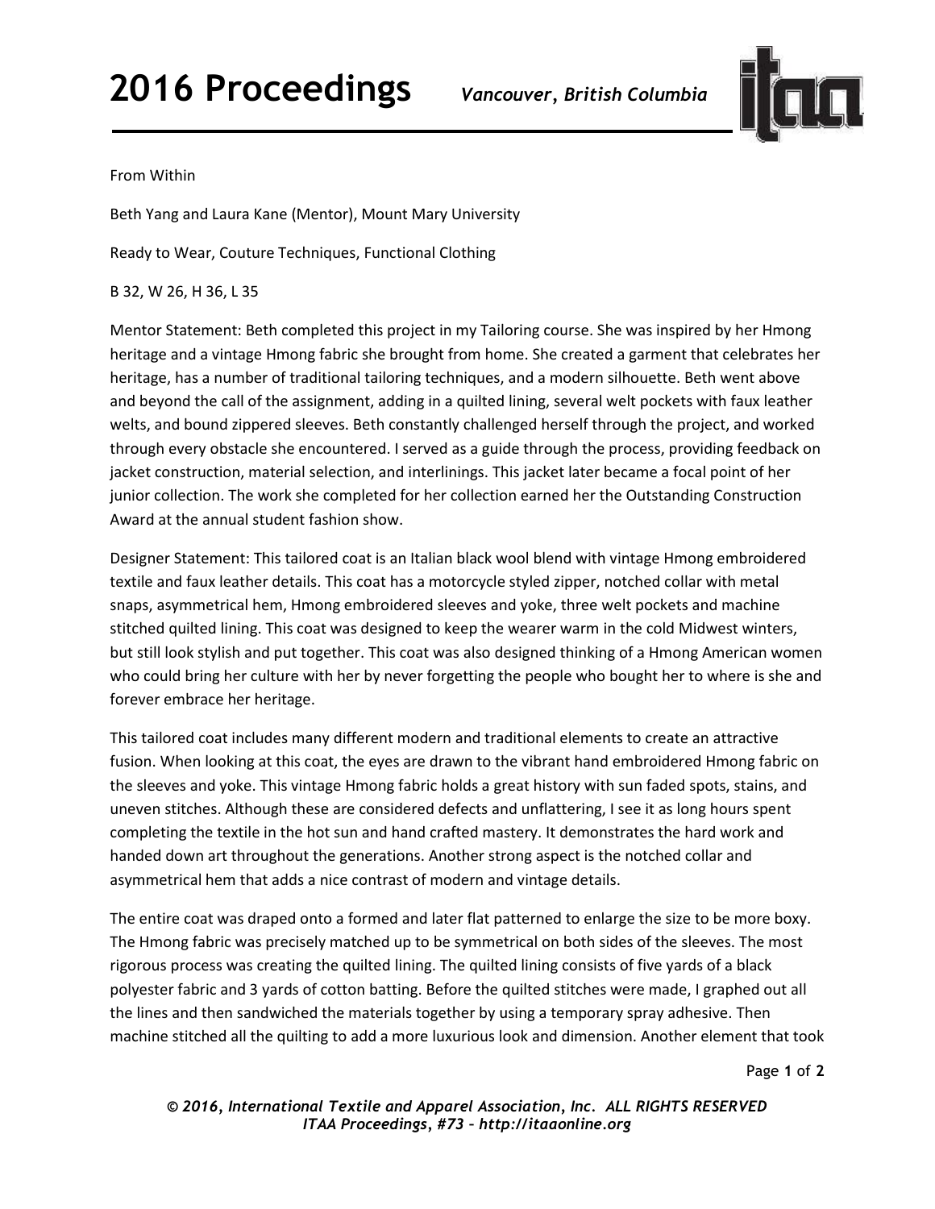From Within

Beth Yang and Laura Kane (Mentor), Mount Mary University

Ready to Wear, Couture Techniques, Functional Clothing

B 32, W 26, H 36, L 35

Mentor Statement: Beth completed this project in my Tailoring course. She was inspired by her Hmong heritage and a vintage Hmong fabric she brought from home. She created a garment that celebrates her heritage, has a number of traditional tailoring techniques, and a modern silhouette. Beth went above and beyond the call of the assignment, adding in a quilted lining, several welt pockets with faux leather welts, and bound zippered sleeves. Beth constantly challenged herself through the project, and worked through every obstacle she encountered. I served as a guide through the process, providing feedback on jacket construction, material selection, and interlinings. This jacket later became a focal point of her junior collection. The work she completed for her collection earned her the Outstanding Construction Award at the annual student fashion show.

Designer Statement: This tailored coat is an Italian black wool blend with vintage Hmong embroidered textile and faux leather details. This coat has a motorcycle styled zipper, notched collar with metal snaps, asymmetrical hem, Hmong embroidered sleeves and yoke, three welt pockets and machine stitched quilted lining. This coat was designed to keep the wearer warm in the cold Midwest winters, but still look stylish and put together. This coat was also designed thinking of a Hmong American women who could bring her culture with her by never forgetting the people who bought her to where is she and forever embrace her heritage.

This tailored coat includes many different modern and traditional elements to create an attractive fusion. When looking at this coat, the eyes are drawn to the vibrant hand embroidered Hmong fabric on the sleeves and yoke. This vintage Hmong fabric holds a great history with sun faded spots, stains, and uneven stitches. Although these are considered defects and unflattering, I see it as long hours spent completing the textile in the hot sun and hand crafted mastery. It demonstrates the hard work and handed down art throughout the generations. Another strong aspect is the notched collar and asymmetrical hem that adds a nice contrast of modern and vintage details.

The entire coat was draped onto a formed and later flat patterned to enlarge the size to be more boxy. The Hmong fabric was precisely matched up to be symmetrical on both sides of the sleeves. The most rigorous process was creating the quilted lining. The quilted lining consists of five yards of a black polyester fabric and 3 yards of cotton batting. Before the quilted stitches were made, I graphed out all the lines and then sandwiched the materials together by using a temporary spray adhesive. Then machine stitched all the quilting to add a more luxurious look and dimension. Another element that took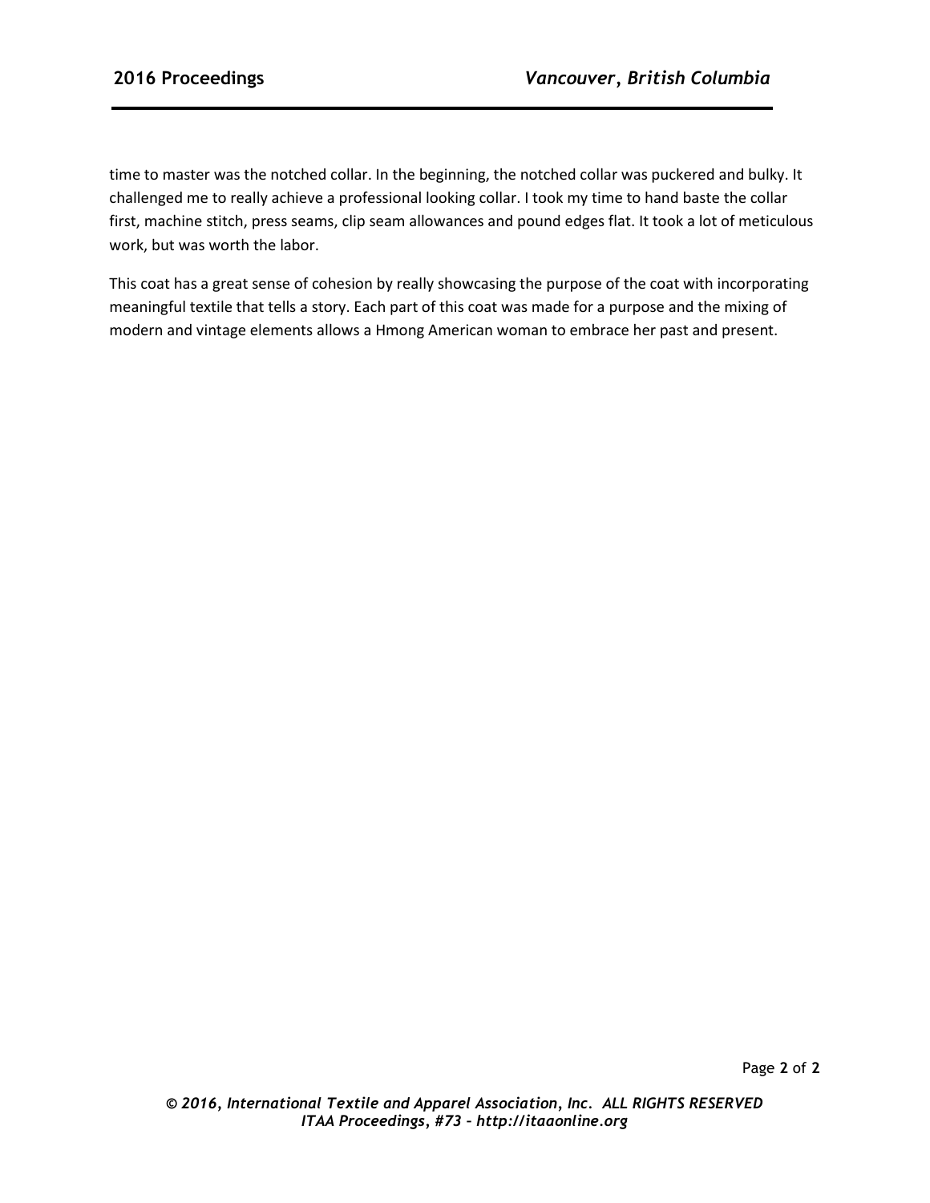time to master was the notched collar. In the beginning, the notched collar was puckered and bulky. It challenged me to really achieve a professional looking collar. I took my time to hand baste the collar first, machine stitch, press seams, clip seam allowances and pound edges flat. It took a lot of meticulous work, but was worth the labor.

This coat has a great sense of cohesion by really showcasing the purpose of the coat with incorporating meaningful textile that tells a story. Each part of this coat was made for a purpose and the mixing of modern and vintage elements allows a Hmong American woman to embrace her past and present.